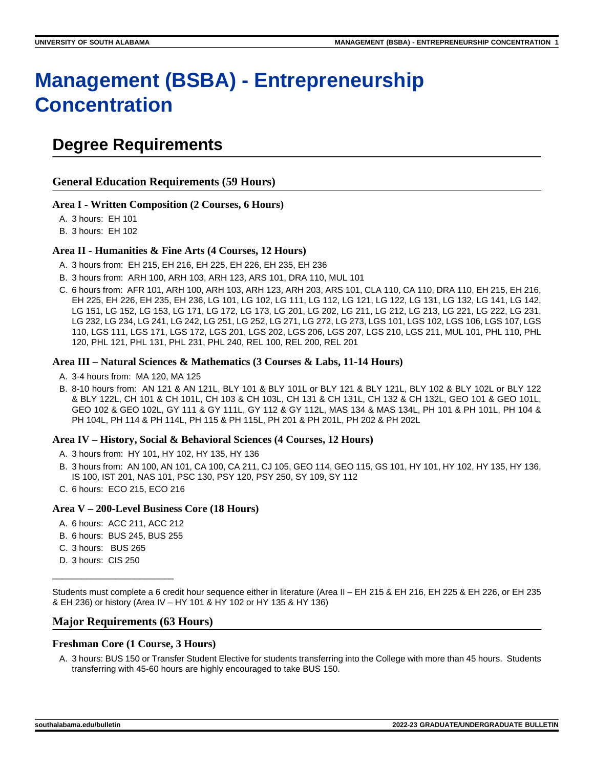# Management (BSBA) - Entrepreneurship Concentration

## Degree Requirements

### General Education Requirements (59 Hours)

#### Area I - Written Composition (2 Courses, 6 Hours)

A. 3 hours: EH 101
B. 3 hours: EH 102

#### Area II - Humanities & Fine Arts (4 Courses, 12 Hours)

A. 3 hours from: EH 215, EH 216, EH 225, EH 226, EH 235, EH 236
B. 3 hours from: ARH 100, ARH 103, ARH 123, ARS 101, DRA 110, MUL 101
C. 6 hours from: AFR 101, ARH 100, ARH 103, ARH 123, ARH 203, ARS 101, CLA 110, CA 110, DRA 110, EH 215, EH 216, EH 225, EH 226, EH 235, EH 236, LG 101, LG 102, LG 111, LG 112, LG 121, LG 122, LG 131, LG 132, LG 141, LG 142, LG 151, LG 152, LG 153, LG 171, LG 172, LG 173, LG 201, LG 202, LG 211, LG 212, LG 213, LG 221, LG 222, LG 231, LG 232, LG 234, LG 241, LG 242, LG 251, LG 252, LG 271, LG 272, LG 273, LGS 101, LGS 102, LGS 106, LGS 107, LGS 110, LGS 111, LGS 171, LGS 172, LGS 201, LGS 202, LGS 206, LGS 207, LGS 210, LGS 211, MUL 101, PHL 110, PHL 120, PHL 121, PHL 131, PHL 231, PHL 240, REL 100, REL 200, REL 201

#### Area III – Natural Sciences & Mathematics (3 Courses & Labs, 11-14 Hours)

A. 3-4 hours from: MA 120, MA 125
B. 8-10 hours from: AN 121 & AN 121L, BLY 101 & BLY 101L or BLY 121 & BLY 121L, BLY 102 & BLY 102L or BLY 122 & BLY 122L, CH 101 & CH 101L, CH 103 & CH 103L, CH 131 & CH 131L, CH 132 & CH 132L, GEO 101 & GEO 101L, GEO 102 & GEO 102L, GY 111 & GY 111L, GY 112 & GY 112L, MAS 134 & MAS 134L, PH 101 & PH 101L, PH 104 & PH 104L, PH 114 & PH 114L, PH 115 & PH 115L, PH 201 & PH 201L, PH 202 & PH 202L

#### Area IV – History, Social & Behavioral Sciences (4 Courses, 12 Hours)

A. 3 hours from: HY 101, HY 102, HY 135, HY 136
B. 3 hours from: AN 100, AN 101, CA 100, CA 211, CJ 105, GEO 114, GEO 115, GS 101, HY 101, HY 102, HY 135, HY 136, IS 100, IST 201, NAS 101, PSC 130, PSY 120, PSY 250, SY 109, SY 112
C. 6 hours: ECO 215, ECO 216

#### Area V – 200-Level Business Core (18 Hours)

A. 6 hours: ACC 211, ACC 212
B. 6 hours: BUS 245, BUS 255
C. 3 hours: BUS 265
D. 3 hours: CIS 250

---

Students must complete a 6 credit hour sequence either in literature (Area II – EH 215 & EH 216, EH 225 & EH 226, or EH 235 & EH 236) or history (Area IV – HY 101 & HY 102 or HY 135 & HY 136)

### Major Requirements (63 Hours)

#### Freshman Core (1 Course, 3 Hours)

A. 3 hours: BUS 150 or Transfer Student Elective for students transferring into the College with more than 45 hours. Students transferring with 45-60 hours are highly encouraged to take BUS 150.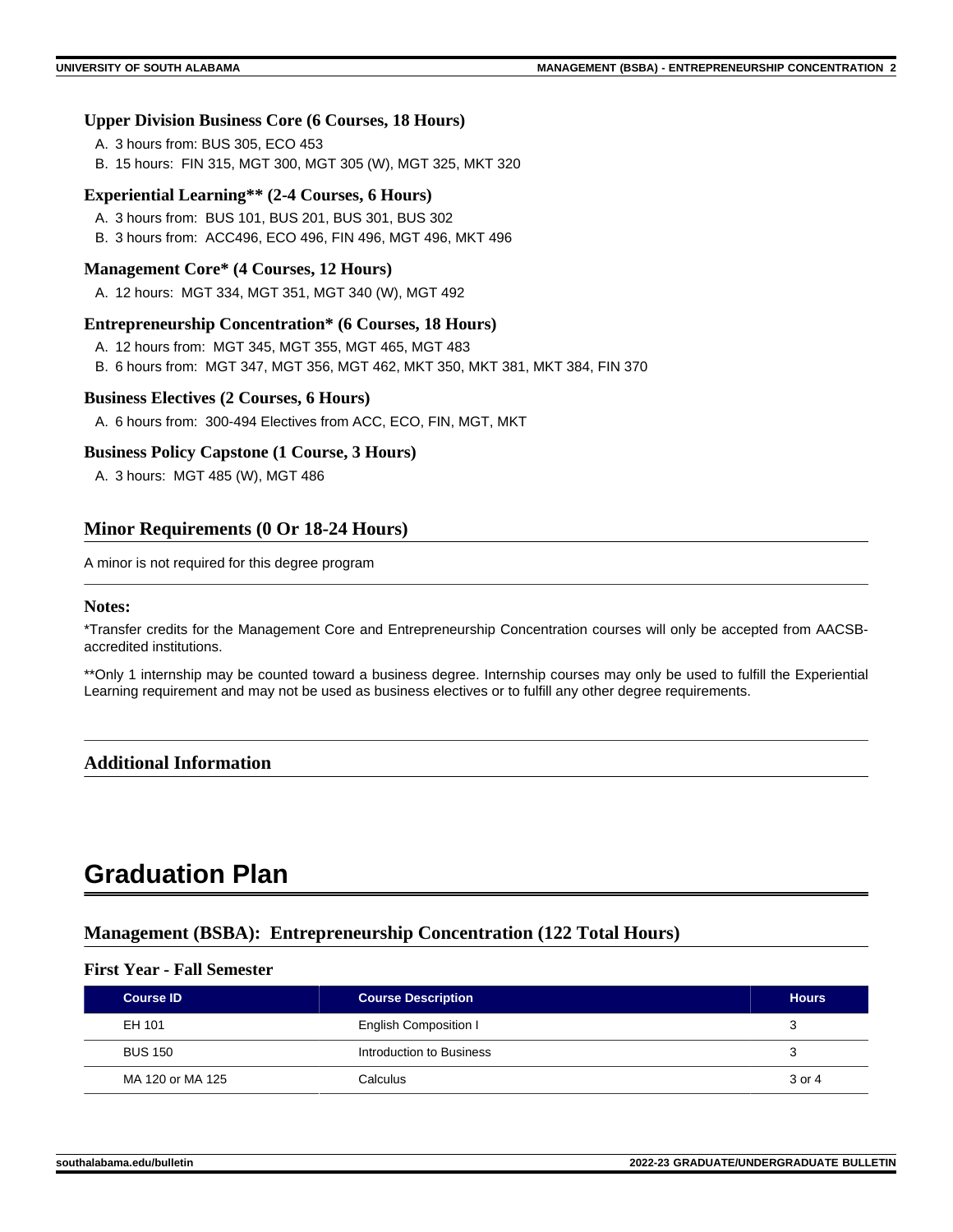### Upper Division Business Core (6 Courses, 18 Hours)

A. 3 hours from: BUS 305, ECO 453
B. 15 hours: FIN 315, MGT 300, MGT 305 (W), MGT 325, MKT 320

### Experiential Learning** (2-4 Courses, 6 Hours)

A. 3 hours from: BUS 101, BUS 201, BUS 301, BUS 302
B. 3 hours from: ACC496, ECO 496, FIN 496, MGT 496, MKT 496

### Management Core* (4 Courses, 12 Hours)

A. 12 hours: MGT 334, MGT 351, MGT 340 (W), MGT 492

### Entrepreneurship Concentration* (6 Courses, 18 Hours)

A. 12 hours from: MGT 345, MGT 355, MGT 465, MGT 483
B. 6 hours from: MGT 347, MGT 356, MGT 462, MKT 350, MKT 381, MKT 384, FIN 370

### Business Electives (2 Courses, 6 Hours)

A. 6 hours from: 300-494 Electives from ACC, ECO, FIN, MGT, MKT

### Business Policy Capstone (1 Course, 3 Hours)

A. 3 hours: MGT 485 (W), MGT 486

## Minor Requirements (0 Or 18-24 Hours)

A minor is not required for this degree program

### Notes:

*Transfer credits for the Management Core and Entrepreneurship Concentration courses will only be accepted from AACSB-accredited institutions.

**Only 1 internship may be counted toward a business degree. Internship courses may only be used to fulfill the Experiential Learning requirement and may not be used as business electives or to fulfill any other degree requirements.

## Additional Information

# Graduation Plan

## Management (BSBA): Entrepreneurship Concentration (122 Total Hours)

### First Year - Fall Semester

| Course ID | Course Description | Hours |
|---|---|---|
| EH 101 | English Composition I | 3 |
| BUS 150 | Introduction to Business | 3 |
| MA 120 or MA 125 | Calculus | 3 or 4 |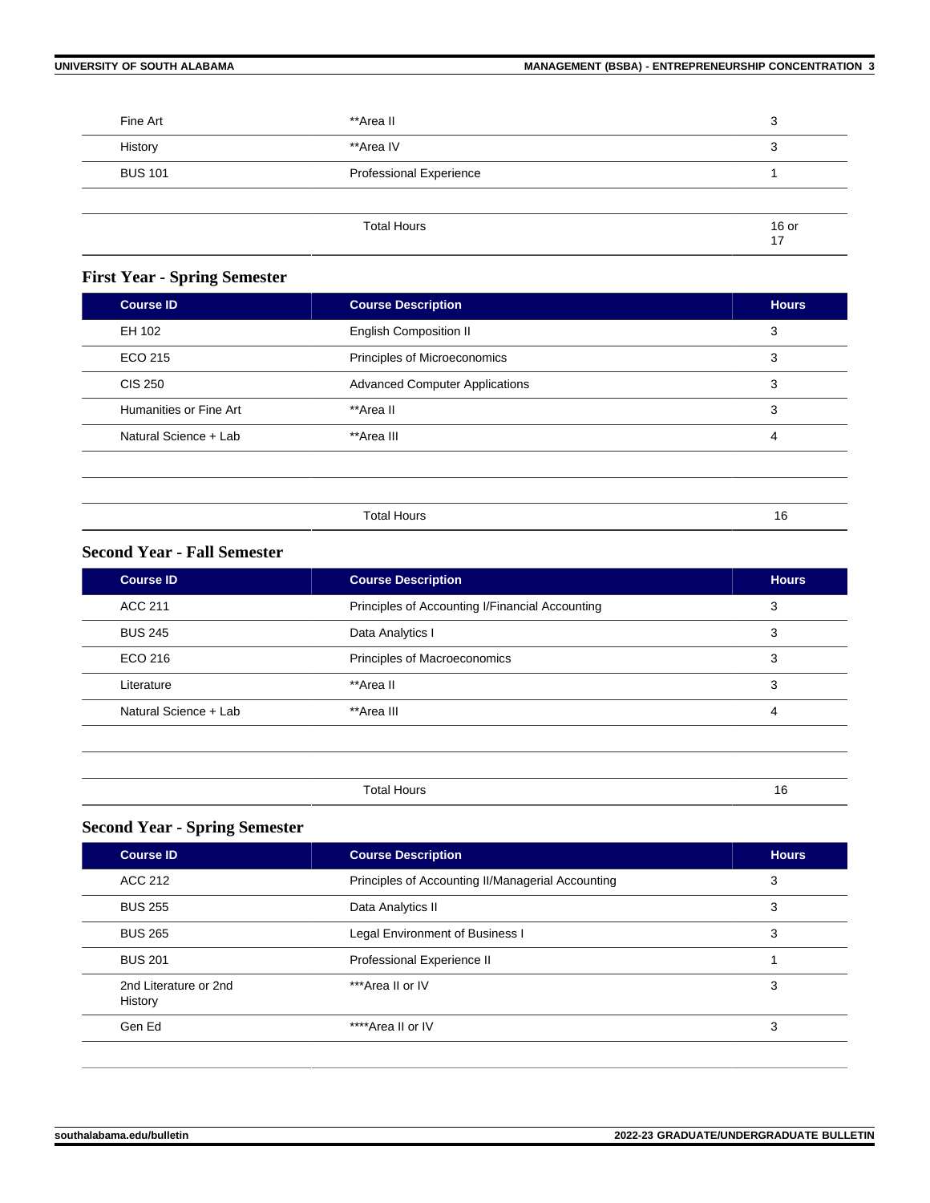| | | |
|---|---|---|
| Fine Art | **Area II | 3 |
| History | **Area IV | 3 |
| BUS 101 | Professional Experience | 1 |
| | | |
| | Total Hours | 16 or 17 |

### First Year - Spring Semester

| Course ID | Course Description | Hours |
|---|---|---|
| EH 102 | English Composition II | 3 |
| ECO 215 | Principles of Microeconomics | 3 |
| CIS 250 | Advanced Computer Applications | 3 |
| Humanities or Fine Art | **Area II | 3 |
| Natural Science + Lab | **Area III | 4 |
| | | |
| | | |
| | Total Hours | 16 |

### Second Year - Fall Semester

| Course ID | Course Description | Hours |
|---|---|---|
| ACC 211 | Principles of Accounting I/Financial Accounting | 3 |
| BUS 245 | Data Analytics I | 3 |
| ECO 216 | Principles of Macroeconomics | 3 |
| Literature | **Area II | 3 |
| Natural Science + Lab | **Area III | 4 |
| | | |
| | | |
| | Total Hours | 16 |

### Second Year - Spring Semester

| Course ID | Course Description | Hours |
|---|---|---|
| ACC 212 | Principles of Accounting II/Managerial Accounting | 3 |
| BUS 255 | Data Analytics II | 3 |
| BUS 265 | Legal Environment of Business I | 3 |
| BUS 201 | Professional Experience II | 1 |
| 2nd Literature or 2nd History | ***Area II or IV | 3 |
| Gen Ed | ****Area II or IV | 3 |
| | | |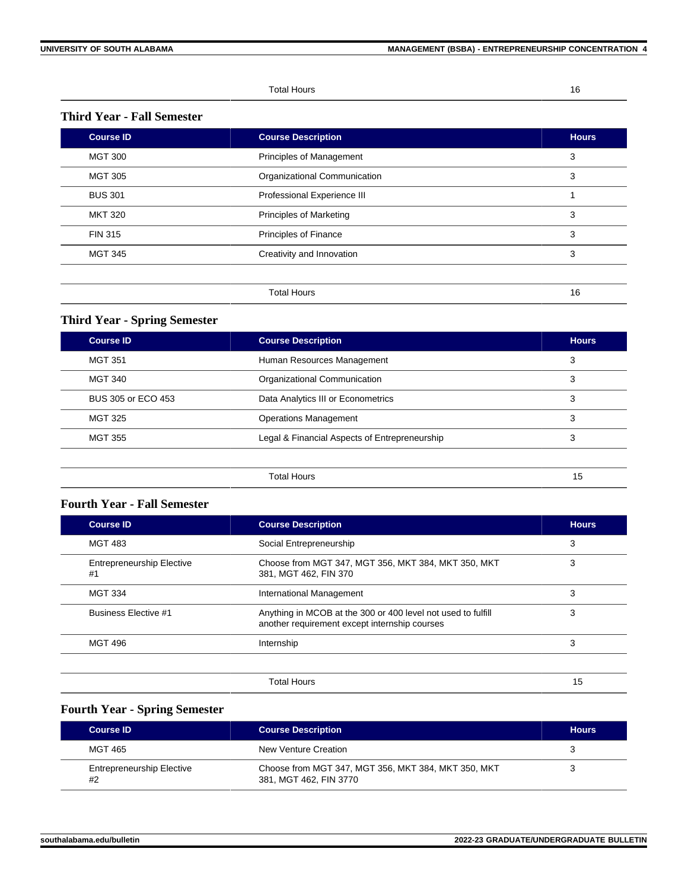| | Total Hours | 16 |
|---|---|---|

### Third Year - Fall Semester

| Course ID | Course Description | Hours |
|---|---|---|
| MGT 300 | Principles of Management | 3 |
| MGT 305 | Organizational Communication | 3 |
| BUS 301 | Professional Experience III | 1 |
| MKT 320 | Principles of Marketing | 3 |
| FIN 315 | Principles of Finance | 3 |
| MGT 345 | Creativity and Innovation | 3 |
| | Total Hours | 16 |

### Third Year - Spring Semester

| Course ID | Course Description | Hours |
|---|---|---|
| MGT 351 | Human Resources Management | 3 |
| MGT 340 | Organizational Communication | 3 |
| BUS 305 or ECO 453 | Data Analytics III or Econometrics | 3 |
| MGT 325 | Operations Management | 3 |
| MGT 355 | Legal & Financial Aspects of Entrepreneurship | 3 |
| | Total Hours | 15 |

### Fourth Year - Fall Semester

| Course ID | Course Description | Hours |
|---|---|---|
| MGT 483 | Social Entrepreneurship | 3 |
| Entrepreneurship Elective #1 | Choose from MGT 347, MGT 356, MKT 384, MKT 350, MKT 381, MGT 462, FIN 370 | 3 |
| MGT 334 | International Management | 3 |
| Business Elective #1 | Anything in MCOB at the 300 or 400 level not used to fulfill another requirement except internship courses | 3 |
| MGT 496 | Internship | 3 |
| | Total Hours | 15 |

### Fourth Year - Spring Semester

| Course ID | Course Description | Hours |
|---|---|---|
| MGT 465 | New Venture Creation | 3 |
| Entrepreneurship Elective #2 | Choose from MGT 347, MGT 356, MKT 384, MKT 350, MKT 381, MGT 462, FIN 3770 | 3 |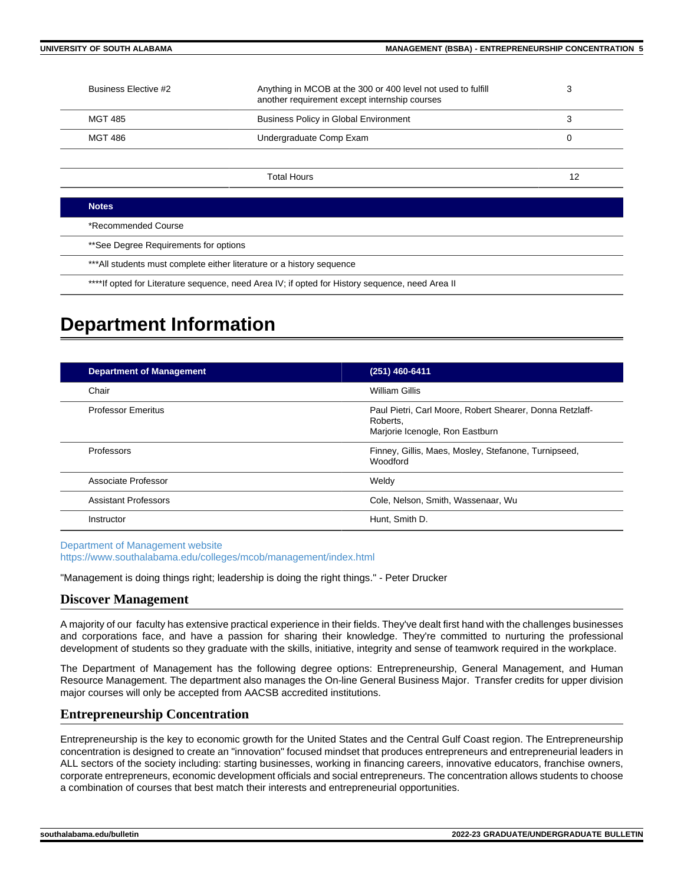| | | |
|---|---|---|
| Business Elective #2 | Anything in MCOB at the 300 or 400 level not used to fulfill another requirement except internship courses | 3 |
| MGT 485 | Business Policy in Global Environment | 3 |
| MGT 486 | Undergraduate Comp Exam | 0 |
| | | |
| | Total Hours | 12 |

| Notes |
|---|
| *Recommended Course |
| **See Degree Requirements for options |
| ***All students must complete either literature or a history sequence |
| ****If opted for Literature sequence, need Area IV; if opted for History sequence, need Area II |

# Department Information

| Department of Management | (251) 460-6411 |
|---|---|
| Chair | William Gillis |
| Professor Emeritus | Paul Pietri, Carl Moore, Robert Shearer, Donna Retzlaff-Roberts, Marjorie Icenogle, Ron Eastburn |
| Professors | Finney, Gillis, Maes, Mosley, Stefanone, Turnipseed, Woodford |
| Associate Professor | Weldy |
| Assistant Professors | Cole, Nelson, Smith, Wassenaar, Wu |
| Instructor | Hunt, Smith D. |

Department of Management website
https://www.southalabama.edu/colleges/mcob/management/index.html

"Management is doing things right; leadership is doing the right things." - Peter Drucker

## Discover Management

A majority of our faculty has extensive practical experience in their fields. They've dealt first hand with the challenges businesses and corporations face, and have a passion for sharing their knowledge. They're committed to nurturing the professional development of students so they graduate with the skills, initiative, integrity and sense of teamwork required in the workplace.

The Department of Management has the following degree options: Entrepreneurship, General Management, and Human Resource Management. The department also manages the On-line General Business Major. Transfer credits for upper division major courses will only be accepted from AACSB accredited institutions.

## Entrepreneurship Concentration

Entrepreneurship is the key to economic growth for the United States and the Central Gulf Coast region. The Entrepreneurship concentration is designed to create an "innovation" focused mindset that produces entrepreneurs and entrepreneurial leaders in ALL sectors of the society including: starting businesses, working in financing careers, innovative educators, franchise owners, corporate entrepreneurs, economic development officials and social entrepreneurs. The concentration allows students to choose a combination of courses that best match their interests and entrepreneurial opportunities.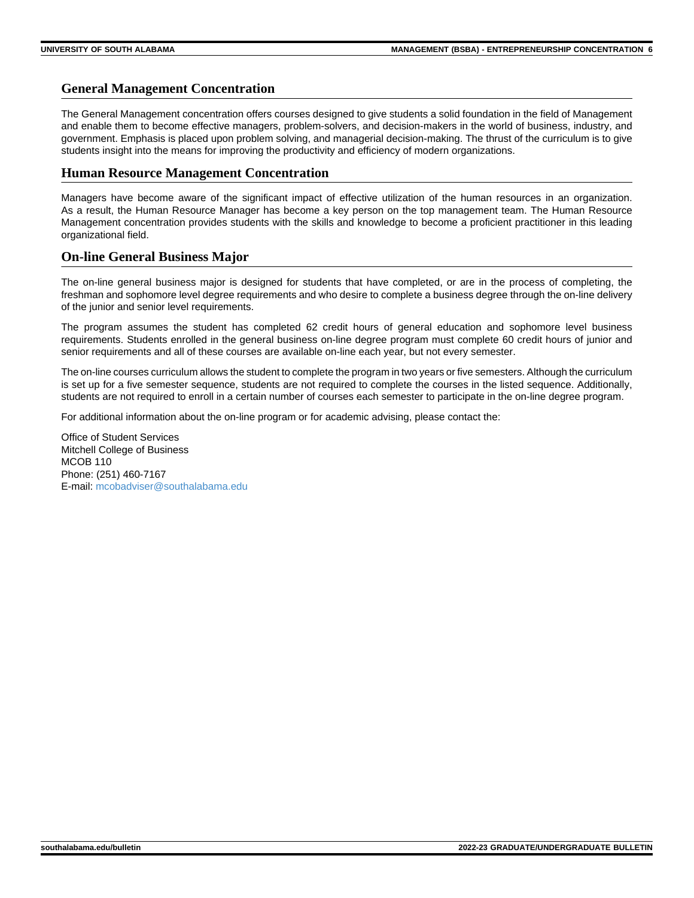## General Management Concentration

The General Management concentration offers courses designed to give students a solid foundation in the field of Management and enable them to become effective managers, problem-solvers, and decision-makers in the world of business, industry, and government. Emphasis is placed upon problem solving, and managerial decision-making. The thrust of the curriculum is to give students insight into the means for improving the productivity and efficiency of modern organizations.

## Human Resource Management Concentration

Managers have become aware of the significant impact of effective utilization of the human resources in an organization. As a result, the Human Resource Manager has become a key person on the top management team. The Human Resource Management concentration provides students with the skills and knowledge to become a proficient practitioner in this leading organizational field.

## On-line General Business Major

The on-line general business major is designed for students that have completed, or are in the process of completing, the freshman and sophomore level degree requirements and who desire to complete a business degree through the on-line delivery of the junior and senior level requirements.

The program assumes the student has completed 62 credit hours of general education and sophomore level business requirements. Students enrolled in the general business on-line degree program must complete 60 credit hours of junior and senior requirements and all of these courses are available on-line each year, but not every semester.

The on-line courses curriculum allows the student to complete the program in two years or five semesters. Although the curriculum is set up for a five semester sequence, students are not required to complete the courses in the listed sequence. Additionally, students are not required to enroll in a certain number of courses each semester to participate in the on-line degree program.

For additional information about the on-line program or for academic advising, please contact the:

Office of Student Services
Mitchell College of Business
MCOB 110
Phone: (251) 460-7167
E-mail: mcobadviser@southalabama.edu